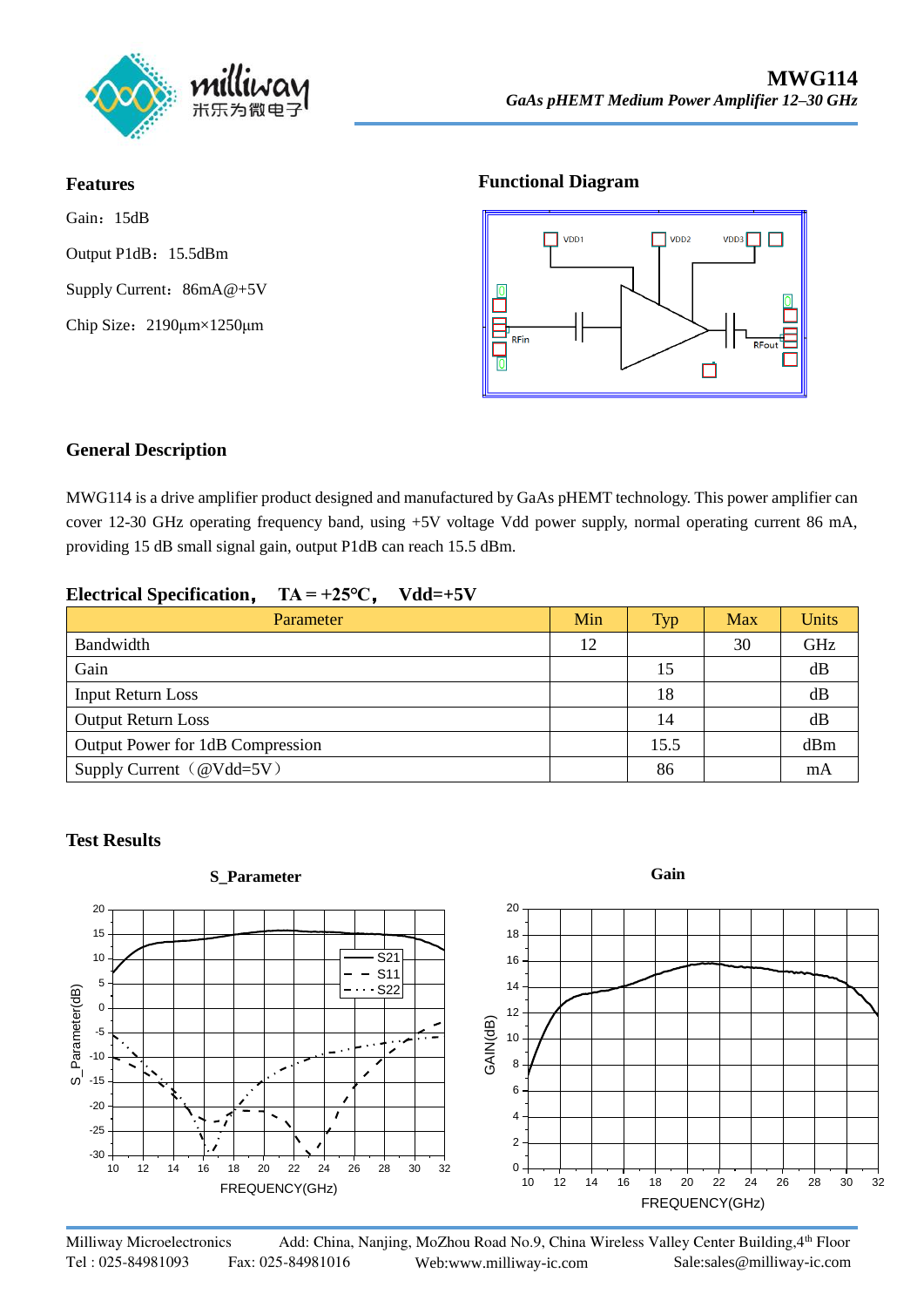# MWG114

*GaAs pHEMT Medium Power Amplifier 12–30 GHz*

## Features

Gain：15dB

Output P1dB：15.5dBm

Supply Current：86mA@+5V

Chip Size：2190μm×1250μm

## Functional Diagram

## General Description

MWG114 is a drive amplifier product designed and manufactured by GaAs pHEMT technology. This power amplifier can cover 12-30 GHz operating frequency band, using +5V voltage Vdd power supply, normal operating current 86 mA, providing 15 dB small signal gain, output P1dB can reach 15.5 dBm.

## Electrical Specification， TA = +25℃， Vdd=+5V

| Parameter | Min | Typ | Max | Units |
|---|---|---|---|---|
| Bandwidth | 12 | | 30 | GHz |
| Gain | | 15 | | dB |
| Input Return Loss | | 18 | | dB |
| Output Return Loss | | 14 | | dB |
| Output Power for 1dB Compression | | 15.5 | | dBm |
| Supply Current（@Vdd=5V） | | 86 | | mA |

## Test Results

**S_Parameter**

**Gain**

Milliway Microelectronics Add: China, Nanjing, MoZhou Road No.9, China Wireless Valley Center Building,4th Floor
Tel : 025-84981093 Fax: 025-84981016 Web:www.milliway-ic.com Sale:sales@milliway-ic.com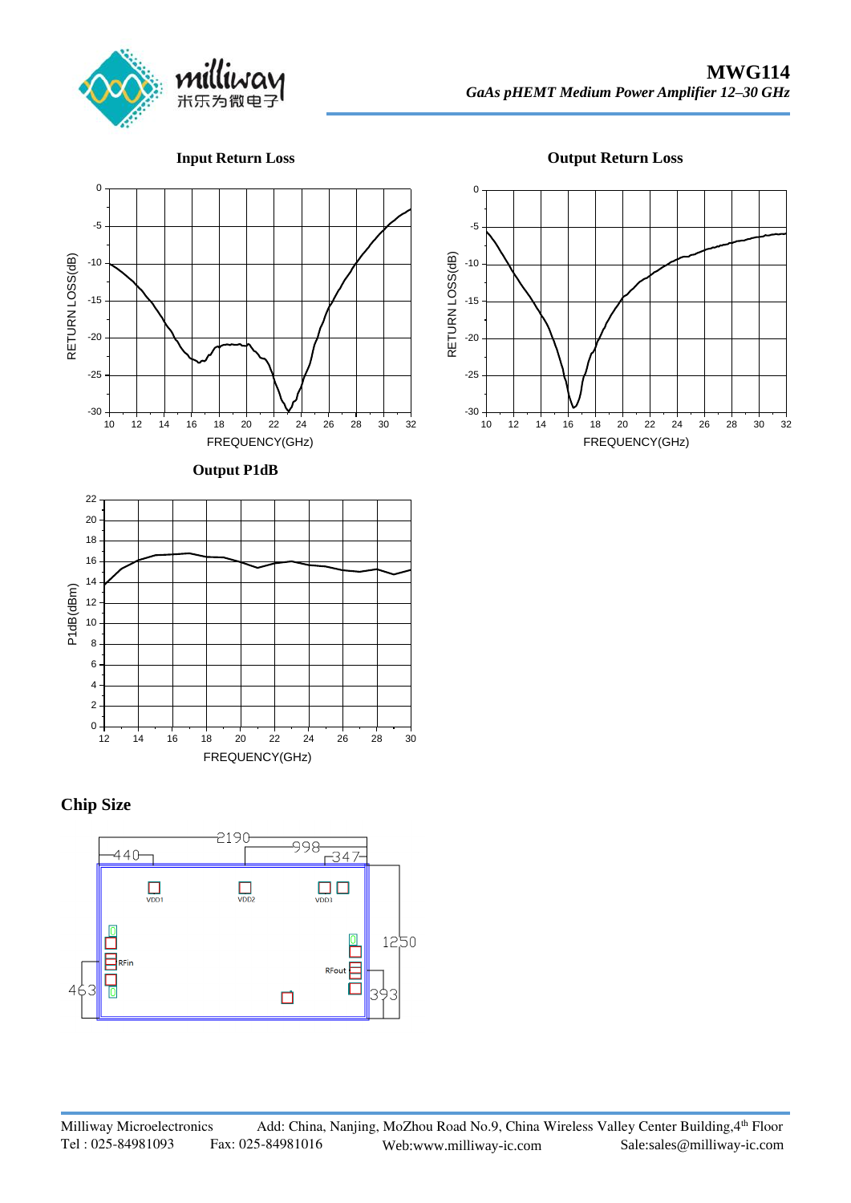**Input Return Loss**

**Output Return Loss**

**Output P1dB**

## Chip Size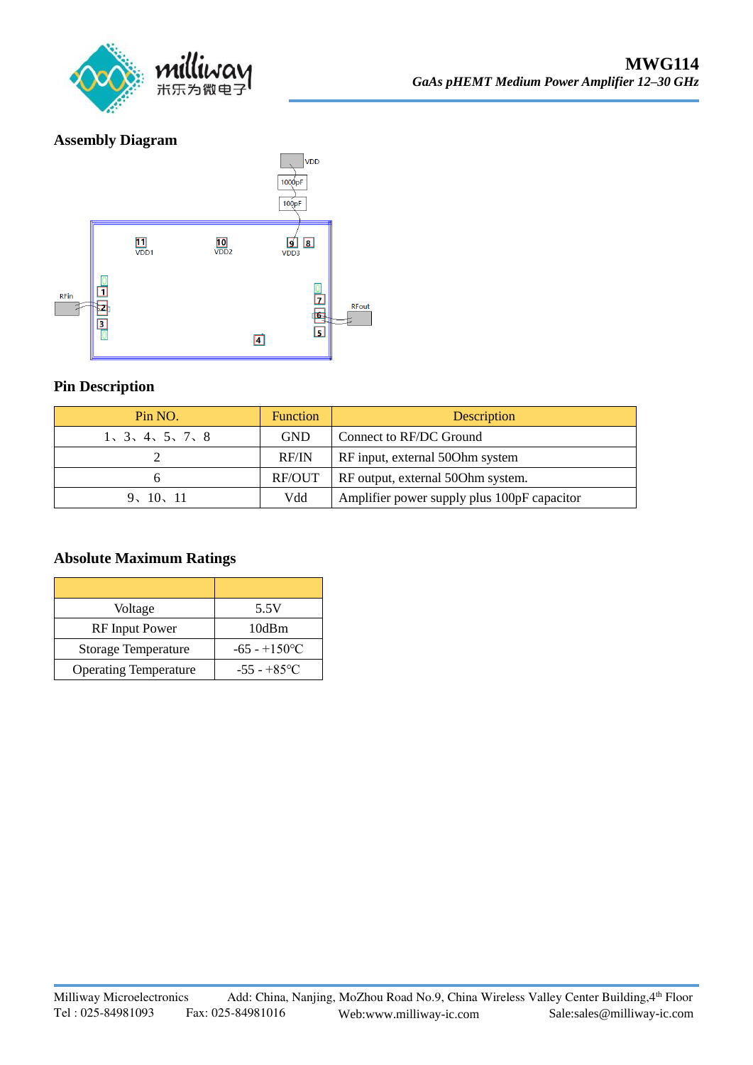## Assembly Diagram

VDD
1000pF
100pF
11 VDD1
10 VDD2
9 VDD3
8
RFin
1
2
3
4
7
6
5
RFout

## Pin Description

| Pin NO. | Function | Description |
|---|---|---|
| 1、3、4、5、7、8 | GND | Connect to RF/DC Ground |
| 2 | RF/IN | RF input, external 50Ohm system |
| 6 | RF/OUT | RF output, external 50Ohm system. |
| 9、10、11 | Vdd | Amplifier power supply plus 100pF capacitor |

## Absolute Maximum Ratings

| | |
|---|---|
| Voltage | 5.5V |
| RF Input Power | 10dBm |
| Storage Temperature | -65 - +150℃ |
| Operating Temperature | -55 - +85℃ |